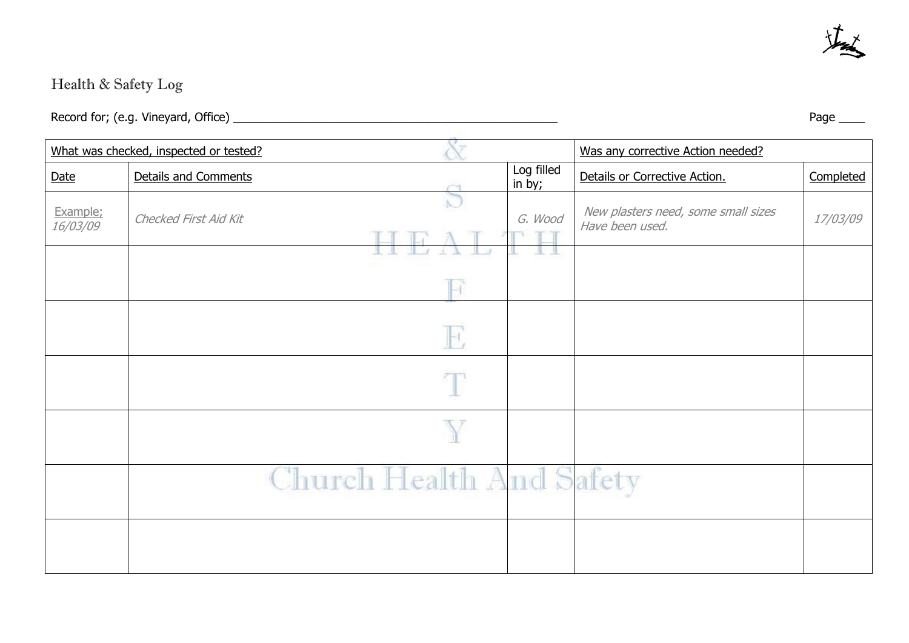## Health & Safety Log

Record for; (e.g. Vineyard, Office) ____________________________________________________

Page ____

| What was checked, inspected or tested? | | | Was any corrective Action needed? | |
|---|---|---|---|---|
| Date | Details and Comments | Log filled in by; | Details or Corrective Action. | Completed |
| Example; *16/03/09* | *Checked First Aid Kit* | *G. Wood* | *New plasters need, some small sizes Have been used.* | *17/03/09* |
| | | | | |
| | | | | |
| | | | | |
| | | | | |
| | | | | |
| | | | | |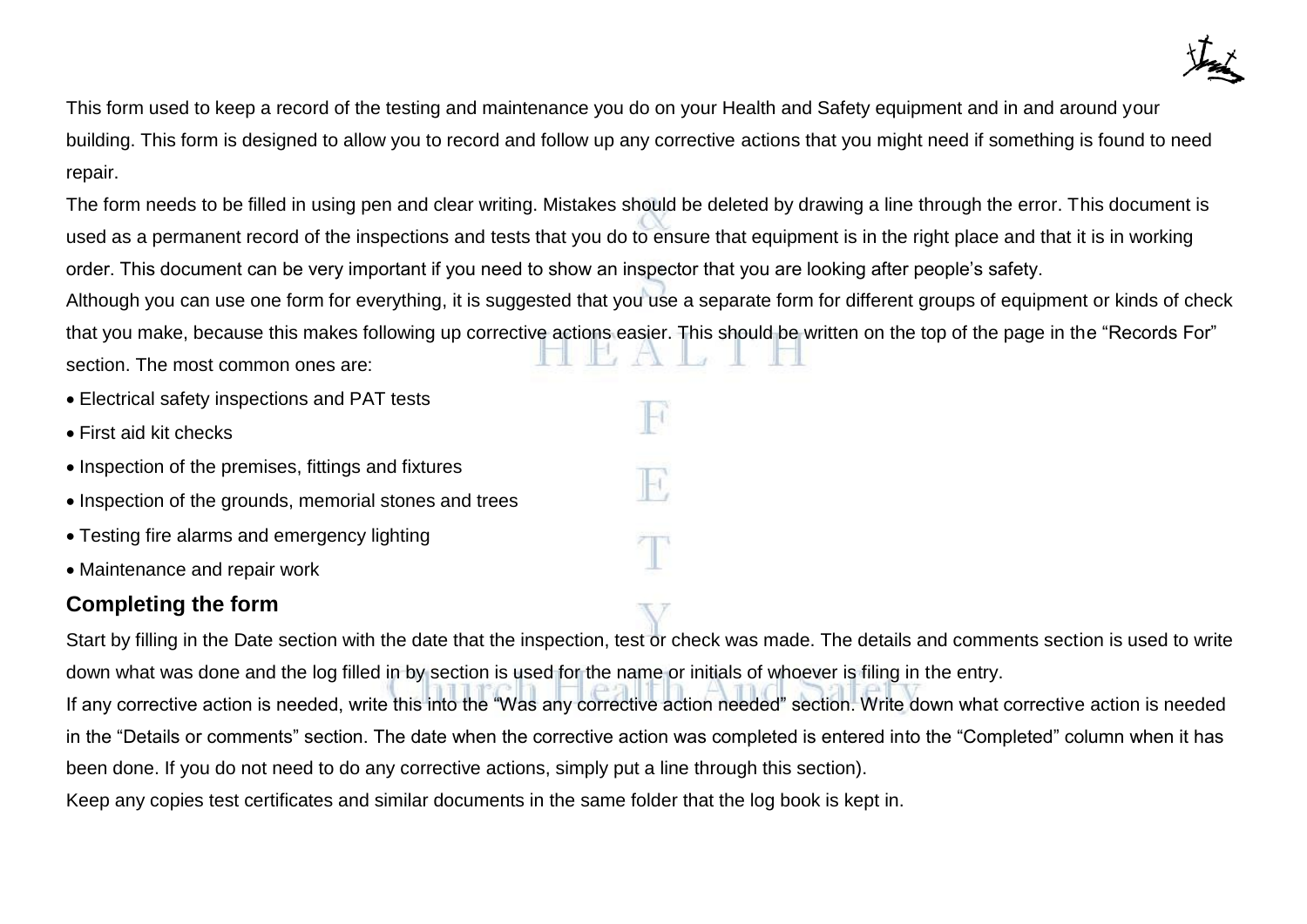This form used to keep a record of the testing and maintenance you do on your Health and Safety equipment and in and around your building. This form is designed to allow you to record and follow up any corrective actions that you might need if something is found to need repair.

The form needs to be filled in using pen and clear writing. Mistakes should be deleted by drawing a line through the error. This document is used as a permanent record of the inspections and tests that you do to ensure that equipment is in the right place and that it is in working order. This document can be very important if you need to show an inspector that you are looking after people's safety.

Although you can use one form for everything, it is suggested that you use a separate form for different groups of equipment or kinds of check that you make, because this makes following up corrective actions easier. This should be written on the top of the page in the "Records For" section. The most common ones are:

- Electrical safety inspections and PAT tests
- First aid kit checks
- Inspection of the premises, fittings and fixtures
- Inspection of the grounds, memorial stones and trees
- Testing fire alarms and emergency lighting
- Maintenance and repair work

## Completing the form

Start by filling in the Date section with the date that the inspection, test or check was made. The details and comments section is used to write down what was done and the log filled in by section is used for the name or initials of whoever is filing in the entry.

If any corrective action is needed, write this into the "Was any corrective action needed" section. Write down what corrective action is needed in the "Details or comments" section. The date when the corrective action was completed is entered into the "Completed" column when it has been done. If you do not need to do any corrective actions, simply put a line through this section).

Keep any copies test certificates and similar documents in the same folder that the log book is kept in.